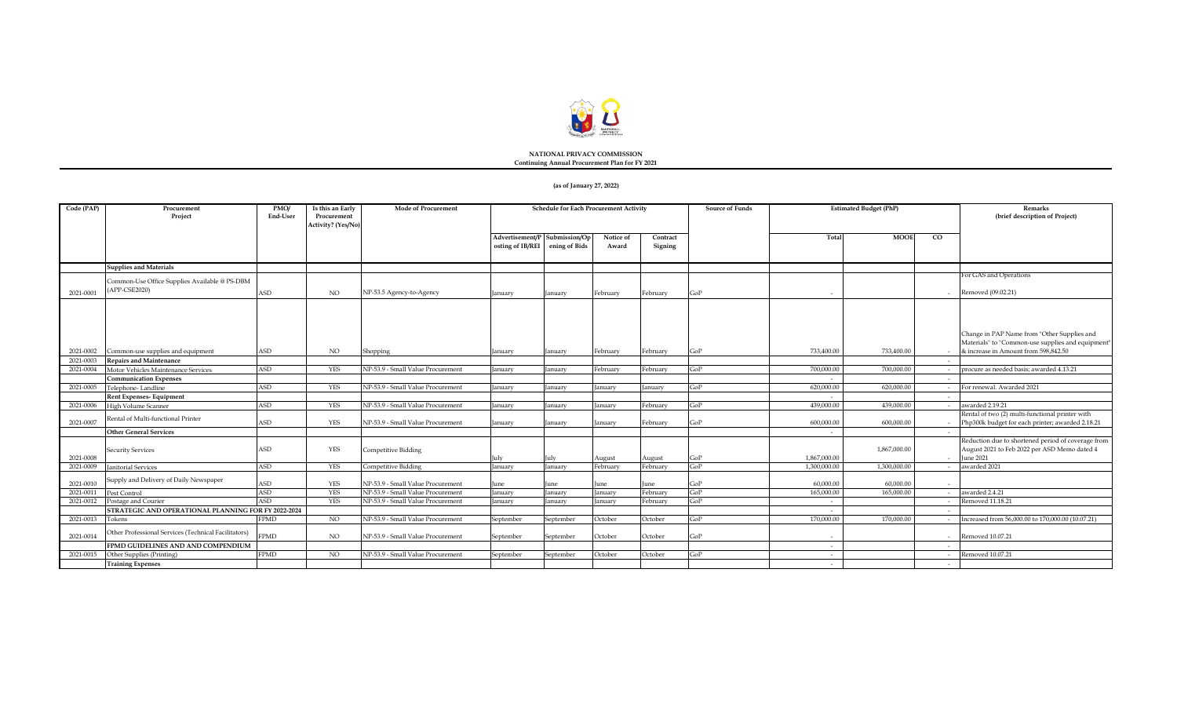**NATIONAL PRIVACY COMMISSION**
**Continuing Annual Procurement Plan for FY 2021**

**(as of January 27, 2022)**

| Code (PAP) | Procurement Project | PMO/ End-User | Is this an Early Procurement Activity? (Yes/No) | Mode of Procurement | Schedule for Each Procurement Activity | | | | Source of Funds | Estimated Budget (PhP) | | | Remarks (brief description of Project) |
|---|---|---|---|---|---|---|---|---|---|---|---|---|---|
| | | | | | Advertisement/Posting of IB/REI | Submission/Opening of Bids | Notice of Award | Contract Signing | | Total | MOOE | CO | |
| | **Supplies and Materials** | | | | | | | | | | | | |
| 2021-0001 | Common-Use Office Supplies Available @ PS-DBM (APP-CSE2020) | ASD | NO | NP-53.5 Agency-to-Agency | January | January | February | February | GoP | - | | - | For GAS and Operations<br>Removed (09.02.21) |
| 2021-0002 | Common-use supplies and equipment | ASD | NO | Shopping | January | January | February | February | GoP | 733,400.00 | 733,400.00 | - | Change in PAP Name from "Other Supplies and Materials" to "Common-use supplies and equipment" & increase in Amount from 598,842.50 |
| 2021-0003 | **Repairs and Maintenance** | | | | | | | | | | | - | |
| 2021-0004 | Motor Vehicles Maintenance Services | ASD | YES | NP-53.9 - Small Value Procurement | January | January | February | February | GoP | 700,000.00 | 700,000.00 | - | procure as needed basis; awarded 4.13.21 |
| | **Communication Expenses** | | | | | | | | | - | | - | |
| 2021-0005 | Telephone- Landline | ASD | YES | NP-53.9 - Small Value Procurement | January | January | January | January | GoP | 620,000.00 | 620,000.00 | - | For renewal. Awarded 2021 |
| | **Rent Expenses- Equipment** | | | | | | | | | - | | - | |
| 2021-0006 | High Volume Scanner | ASD | YES | NP-53.9 - Small Value Procurement | January | January | January | February | GoP | 439,000.00 | 439,000.00 | - | awarded 2.19.21 |
| 2021-0007 | Rental of Multi-functional Printer | ASD | YES | NP-53.9 - Small Value Procurement | January | January | January | February | GoP | 600,000.00 | 600,000.00 | - | Rental of two (2) multi-functional printer with Php300k budget for each printer; awarded 2.18.21 |
| | **Other General Services** | | | | | | | | | - | | - | |
| 2021-0008 | Security Services | ASD | YES | Competitive Bidding | July | July | August | August | GoP | 1,867,000.00 | 1,867,000.00 | - | Reduction due to shortened period of coverage from August 2021 to Feb 2022 per ASD Memo dated 4 June 2021 |
| 2021-0009 | Janitorial Services | ASD | YES | Competitive Bidding | January | January | February | February | GoP | 1,300,000.00 | 1,300,000.00 | - | awarded 2021 |
| 2021-0010 | Supply and Delivery of Daily Newspaper | ASD | YES | NP-53.9 - Small Value Procurement | June | June | June | June | GoP | 60,000.00 | 60,000.00 | - | |
| 2021-0011 | Pest Control | ASD | YES | NP-53.9 - Small Value Procurement | January | January | January | February | GoP | 165,000.00 | 165,000.00 | - | awarded 2.4.21 |
| 2021-0012 | Postage and Courier | ASD | YES | NP-53.9 - Small Value Procurement | January | January | January | February | GoP | - | | - | Removed 11.18.21 |
| | **STRATEGIC AND OPERATIONAL PLANNING FOR FY 2022-2024** | | | | | | | | | - | | - | |
| 2021-0013 | Tokens | FPMD | NO | NP-53.9 - Small Value Procurement | September | September | October | October | GoP | 170,000.00 | 170,000.00 | - | Increased from 56,000.00 to 170,000.00 (10.07.21) |
| 2021-0014 | Other Professional Services (Technical Facilitators) | FPMD | NO | NP-53.9 - Small Value Procurement | September | September | October | October | GoP | - | | - | Removed 10.07.21 |
| | **FPMD GUIDELINES AND AND COMPENDIUM** | | | | | | | | | - | | - | |
| 2021-0015 | Other Supplies (Printing) | FPMD | NO | NP-53.9 - Small Value Procurement | September | September | October | October | GoP | - | | - | Removed 10.07.21 |
| | **Training Expenses** | | | | | | | | | - | | - | |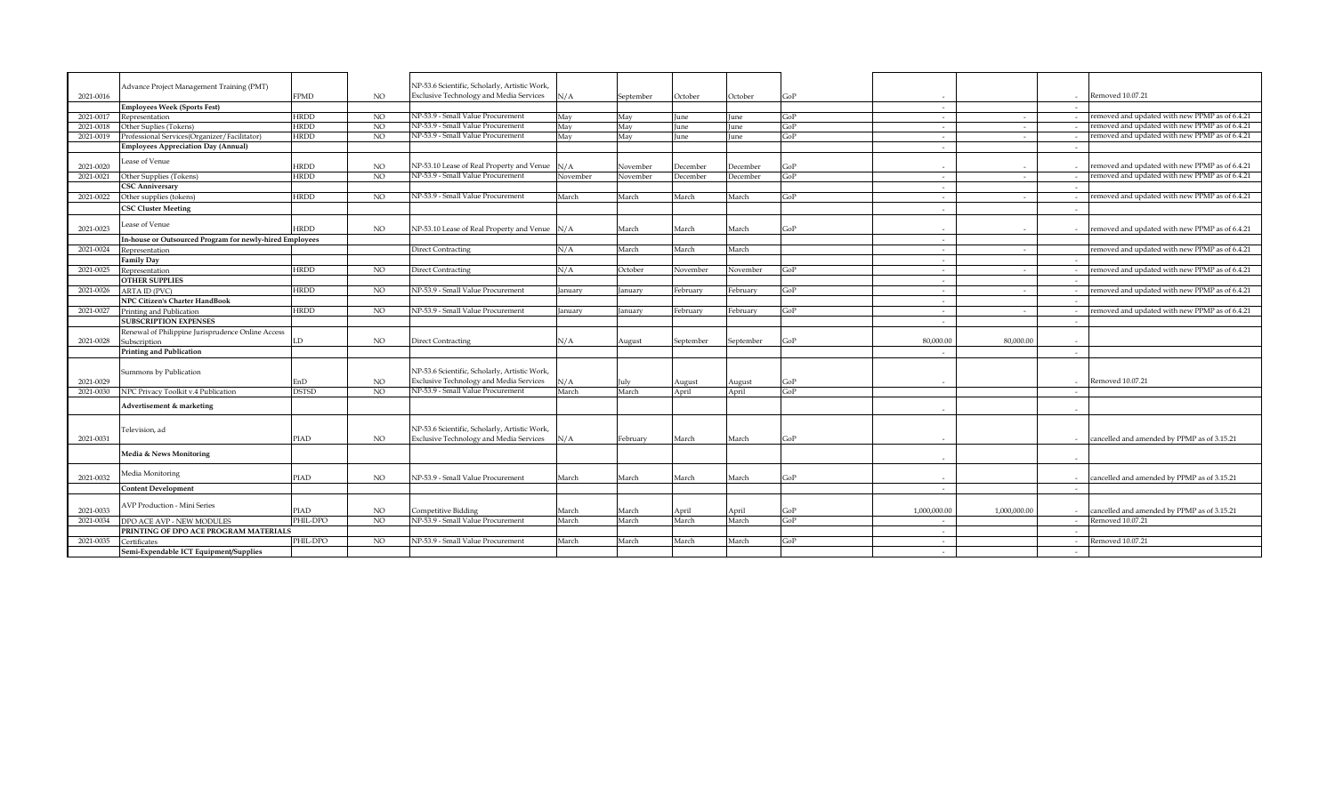| | | | | | | | | | | | | | |
|---|---|---|---|---|---|---|---|---|---|---|---|---|---|
| 2021-0016 | Advance Project Management Training (PMT) | FPMD | NO | NP-53.6 Scientific, Scholarly, Artistic Work, Exclusive Technology and Media Services | N/A | September | October | October | GoP | - | | - | Removed 10.07.21 |
| | **Employees Week (Sports Fest)** | | | | | | | | | - | | - | |
| 2021-0017 | Representation | HRDD | NO | NP-53.9 - Small Value Procurement | May | May | June | June | GoP | - | - | - | removed and updated with new PPMP as of 6.4.21 |
| 2021-0018 | Other Suplies (Tokens) | HRDD | NO | NP-53.9 - Small Value Procurement | May | May | June | June | GoP | - | - | - | removed and updated with new PPMP as of 6.4.21 |
| 2021-0019 | Professional Services(Organizer/Facilitator) | HRDD | NO | NP-53.9 - Small Value Procurement | May | May | June | June | GoP | - | - | - | removed and updated with new PPMP as of 6.4.21 |
| | **Employees Appreciation Day (Annual)** | | | | | | | | | - | | - | |
| 2021-0020 | Lease of Venue | HRDD | NO | NP-53.10 Lease of Real Property and Venue | N/A | November | December | December | GoP | - | - | - | removed and updated with new PPMP as of 6.4.21 |
| 2021-0021 | Other Supplies (Tokens) | HRDD | NO | NP-53.9 - Small Value Procurement | November | November | December | December | GoP | - | - | - | removed and updated with new PPMP as of 6.4.21 |
| | **CSC Anniversary** | | | | | | | | | - | | - | |
| 2021-0022 | Other supplies (tokens) | HRDD | NO | NP-53.9 - Small Value Procurement | March | March | March | March | GoP | - | - | - | removed and updated with new PPMP as of 6.4.21 |
| | **CSC Cluster Meeting** | | | | | | | | | - | | - | |
| 2021-0023 | Lease of Venue | HRDD | NO | NP-53.10 Lease of Real Property and Venue | N/A | March | March | March | GoP | - | - | - | removed and updated with new PPMP as of 6.4.21 |
| | **In-house or Outsourced Program for newly-hired Employees** | | | | | | | | | - | | | |
| 2021-0024 | Representation | | | Direct Contracting | N/A | March | March | March | | - | - | | removed and updated with new PPMP as of 6.4.21 |
| | **Family Day** | | | | | | | | | - | | - | |
| 2021-0025 | Representation | HRDD | NO | Direct Contracting | N/A | October | November | November | GoP | - | - | - | removed and updated with new PPMP as of 6.4.21 |
| | **OTHER SUPPLIES** | | | | | | | | | - | | - | |
| 2021-0026 | ARTA ID (PVC) | HRDD | NO | NP-53.9 - Small Value Procurement | January | January | February | February | GoP | - | - | - | removed and updated with new PPMP as of 6.4.21 |
| | **NPC Citizen's Charter HandBook** | | | | | | | | | - | | - | |
| 2021-0027 | Printing and Publication | HRDD | NO | NP-53.9 - Small Value Procurement | January | January | February | February | GoP | - | - | - | removed and updated with new PPMP as of 6.4.21 |
| | **SUBSCRIPTION EXPENSES** | | | | | | | | | - | | - | |
| 2021-0028 | Renewal of Philippine Jurisprudence Online Access Subscription | LD | NO | Direct Contracting | N/A | August | September | September | GoP | 80,000.00 | 80,000.00 | - | |
| | **Printing and Publication** | | | | | | | | | - | | - | |
| 2021-0029 | Summons by Publication | EnD | NO | NP-53.6 Scientific, Scholarly, Artistic Work, Exclusive Technology and Media Services | N/A | July | August | August | GoP | - | | - | Removed 10.07.21 |
| 2021-0030 | NPC Privacy Toolkit v.4 Publication | DSTSD | NO | NP-53.9 - Small Value Procurement | March | March | April | April | GoP | | | - | |
| | **Advertisement & marketing** | | | | | | | | | - | | - | |
| 2021-0031 | Television, ad | PIAD | NO | NP-53.6 Scientific, Scholarly, Artistic Work, Exclusive Technology and Media Services | N/A | February | March | March | GoP | - | | - | cancelled and amended by PPMP as of 3.15.21 |
| | **Media & News Monitoring** | | | | | | | | | - | | - | |
| 2021-0032 | Media Monitoring | PIAD | NO | NP-53.9 - Small Value Procurement | March | March | March | March | GoP | - | | - | cancelled and amended by PPMP as of 3.15.21 |
| | **Content Development** | | | | | | | | | - | | - | |
| 2021-0033 | AVP Production - Mini Series | PIAD | NO | Competitive Bidding | March | March | April | April | GoP | 1,000,000.00 | 1,000,000.00 | - | cancelled and amended by PPMP as of 3.15.21 |
| 2021-0034 | DPO ACE AVP - NEW MODULES | PHIL-DPO | NO | NP-53.9 - Small Value Procurement | March | March | March | March | GoP | - | | - | Removed 10.07.21 |
| | **PRINTING OF DPO ACE PROGRAM MATERIALS** | | | | | | | | | - | | - | |
| 2021-0035 | Certificates | PHIL-DPO | NO | NP-53.9 - Small Value Procurement | March | March | March | March | GoP | - | | - | Removed 10.07.21 |
| | **Semi-Expendable ICT Equipment/Supplies** | | | | | | | | | - | | - | |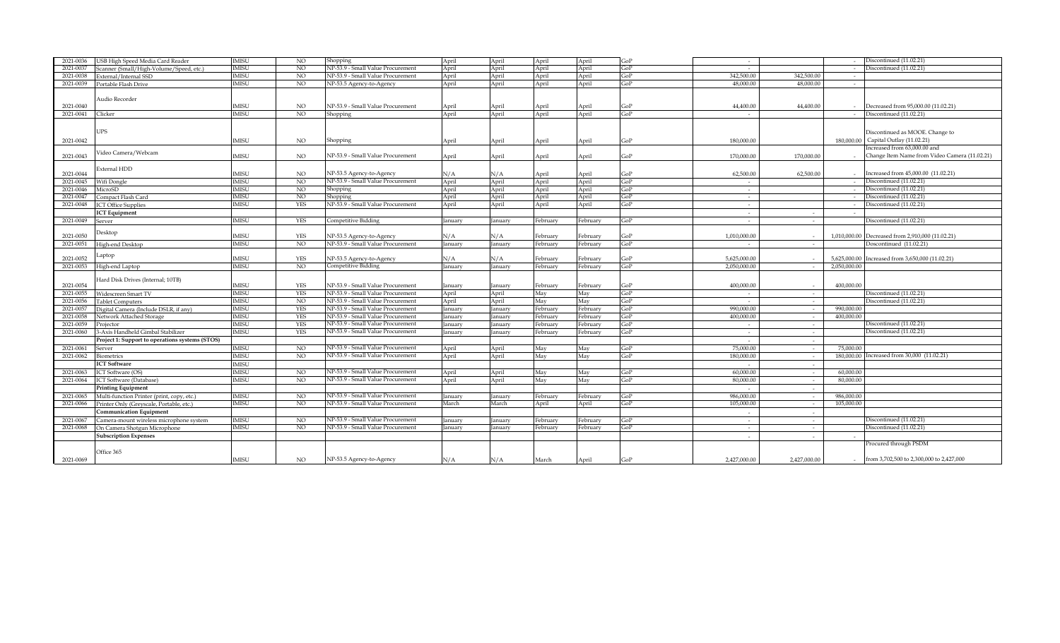| | | | | | | | | | | | | | |
|---|---|---|---|---|---|---|---|---|---|---|---|---|---|
| 2021-0036 | USB High Speed Media Card Reader | IMISU | NO | Shopping | April | April | April | April | GoP | - | | - | Discontinued (11.02.21) |
| 2021-0037 | Scanner (Small/High-Volume/Speed, etc.) | IMISU | NO | NP-53.9 - Small Value Procurement | April | April | April | April | GoP | - | | - | Discontinued (11.02.21) |
| 2021-0038 | External/Internal SSD | IMISU | NO | NP-53.9 - Small Value Procurement | April | April | April | April | GoP | 342,500.00 | 342,500.00 | - | |
| 2021-0039 | Portable Flash Drive | IMISU | NO | NP-53.5 Agency-to-Agency | April | April | April | April | GoP | 48,000.00 | 48,000.00 | - | |
| 2021-0040 | Audio Recorder | IMISU | NO | NP-53.9 - Small Value Procurement | April | April | April | April | GoP | 44,400.00 | 44,400.00 | - | Decreased from 95,000.00 (11.02.21) |
| 2021-0041 | Clicker | IMISU | NO | Shopping | April | April | April | April | GoP | - | | - | Discontinued (11.02.21) |
| 2021-0042 | UPS | IMISU | NO | Shopping | April | April | April | April | GoP | 180,000.00 | | 180,000.00 | Discontinued as MOOE. Change to Capital Outlay (11.02.21) |
| 2021-0043 | Video Camera/Webcam | IMISU | NO | NP-53.9 - Small Value Procurement | April | April | April | April | GoP | 170,000.00 | 170,000.00 | - | Increased from 63,000.00 and Change Item Name from Video Camera (11.02.21) |
| 2021-0044 | External HDD | IMISU | NO | NP-53.5 Agency-to-Agency | N/A | N/A | April | April | GoP | 62,500.00 | 62,500.00 | - | Increased from 45,000.00 (11.02.21) |
| 2021-0045 | Wifi Dongle | IMISU | NO | NP-53.9 - Small Value Procurement | April | April | April | April | GoP | - | | - | Discontinued (11.02.21) |
| 2021-0046 | MicroSD | IMISU | NO | Shopping | April | April | April | April | GoP | - | | - | Discontinued (11.02.21) |
| 2021-0047 | Compact Flash Card | IMISU | NO | Shopping | April | April | April | April | GoP | - | | - | Discontinued (11.02.21) |
| 2021-0048 | ICT Office Supplies | IMISU | YES | NP-53.9 - Small Value Procurement | April | April | April | April | GoP | - | | - | Discontinued (11.02.21) |
| | **ICT Equipment** | | | | | | | | | - | - | - | |
| 2021-0049 | Server | IMISU | YES | Competitive Bidding | January | January | February | February | GoP | - | - | | Discontinued (11.02.21) |
| 2021-0050 | Desktop | IMISU | YES | NP-53.5 Agency-to-Agency | N/A | N/A | February | February | GoP | 1,010,000.00 | - | 1,010,000.00 | Decreased from 2,910,000 (11.02.21) |
| 2021-0051 | High-end Desktop | IMISU | NO | NP-53.9 - Small Value Procurement | January | January | February | February | GoP | - | - | | Doscontinued (11.02.21) |
| 2021-0052 | Laptop | IMISU | YES | NP-53.5 Agency-to-Agency | N/A | N/A | February | February | GoP | 5,625,000.00 | - | 5,625,000.00 | Increased from 3,650,000 (11.02.21) |
| 2021-0053 | High-end Laptop | IMISU | NO | Competitive Bidding | January | January | February | February | GoP | 2,050,000.00 | - | 2,050,000.00 | |
| 2021-0054 | Hard Disk Drives (Internal; 10TB) | IMISU | YES | NP-53.9 - Small Value Procurement | January | January | February | February | GoP | 400,000.00 | - | 400,000.00 | |
| 2021-0055 | Widescreen Smart TV | IMISU | YES | NP-53.9 - Small Value Procurement | April | April | May | May | GoP | - | - | | Discontinued (11.02.21) |
| 2021-0056 | Tablet Computers | IMISU | NO | NP-53.9 - Small Value Procurement | April | April | May | May | GoP | - | - | | Discontinued (11.02.21) |
| 2021-0057 | Digital Camera (Include DSLR, if any) | IMISU | YES | NP-53.9 - Small Value Procurement | January | January | February | February | GoP | 990,000.00 | - | 990,000.00 | |
| 2021-0058 | Network Attached Storage | IMISU | YES | NP-53.9 - Small Value Procurement | January | January | February | February | GoP | 400,000.00 | - | 400,000.00 | |
| 2021-0059 | Projector | IMISU | YES | NP-53.9 - Small Value Procurement | January | January | February | February | GoP | - | - | | Discontinued (11.02.21) |
| 2021-0060 | 3-Axis Handheld Gimbal Stabilizer | IMISU | YES | NP-53.9 - Small Value Procurement | January | January | February | February | GoP | - | - | | Discontinued (11.02.21) |
| | **Project 1: Support to operations systems (STOS)** | | | | | | | | | - | - | | |
| 2021-0061 | Server | IMISU | NO | NP-53.9 - Small Value Procurement | April | April | May | May | GoP | 75,000.00 | - | 75,000.00 | |
| 2021-0062 | Biometrics | IMISU | NO | NP-53.9 - Small Value Procurement | April | April | May | May | GoP | 180,000.00 | - | 180,000.00 | Increased from 30,000 (11.02.21) |
| | **ICT Software** | IMISU | | | | | | | | - | - | | |
| 2021-0063 | ICT Software (OS) | IMISU | NO | NP-53.9 - Small Value Procurement | April | April | May | May | GoP | 60,000.00 | - | 60,000.00 | |
| 2021-0064 | ICT Software (Database) | IMISU | NO | NP-53.9 - Small Value Procurement | April | April | May | May | GoP | 80,000.00 | - | 80,000.00 | |
| | **Printing Equipment** | | | | | | | | | - | - | | |
| 2021-0065 | Multi-function Printer (print, copy, etc.) | IMISU | NO | NP-53.9 - Small Value Procurement | January | January | February | February | GoP | 986,000.00 | - | 986,000.00 | |
| 2021-0066 | Printer Only (Greyscale, Portable, etc.) | IMISU | NO | NP-53.9 - Small Value Procurement | March | March | April | April | GoP | 105,000.00 | - | 105,000.00 | |
| | **Communication Equipment** | | | | | | | | | - | - | | |
| 2021-0067 | Camera-mount wireless microphone system | IMISU | NO | NP-53.9 - Small Value Procurement | January | January | February | February | GoP | - | - | | Discontinued (11.02.21) |
| 2021-0068 | On Camera Shotgun Microphone | IMISU | NO | NP-53.9 - Small Value Procurement | January | January | February | February | GoP | - | - | | Discontinued (11.02.21) |
| | **Subscription Expenses** | | | | | | | | | - | - | - | |
| 2021-0069 | Office 365 | IMISU | NO | NP-53.5 Agency-to-Agency | N/A | N/A | March | April | GoP | 2,427,000.00 | 2,427,000.00 | - | Procured through PSDM from 3,702,500 to 2,300,000 to 2,427,000 |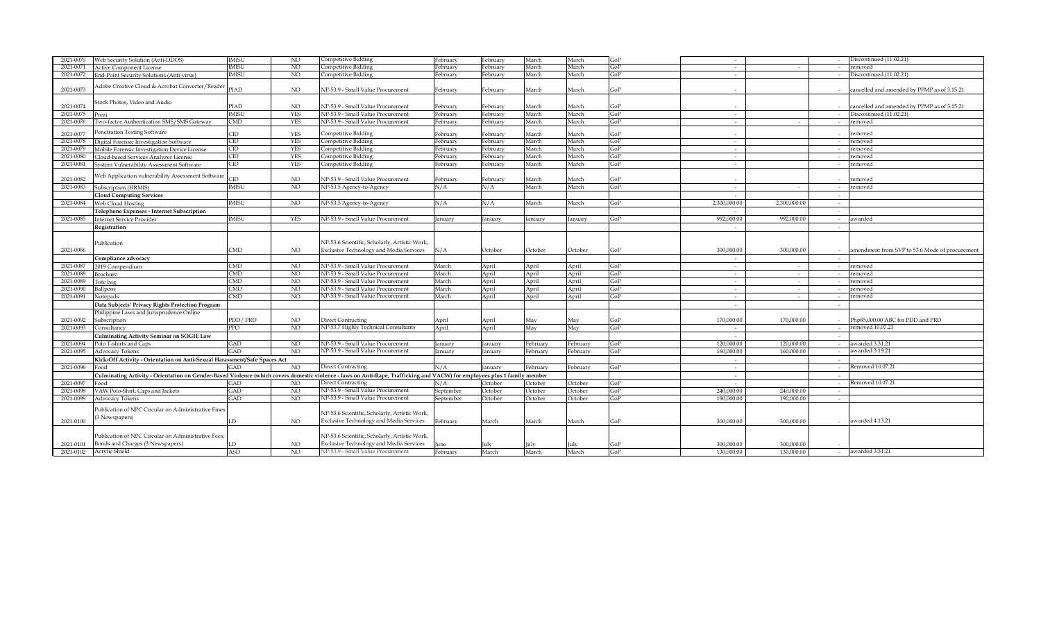| 2021-0070 | Web Security Solution (Anti-DDOS) | IMISU | NO | Competitive Bidding | February | February | March | March | GoP | - | | - | Discontinued (11.02.21) |
|---|---|---|---|---|---|---|---|---|---|---|---|---|---|
| 2021-0071 | Active Component License | IMISU | NO | Competitive Bidding | February | February | March | March | GoP | - | - | - | removed |
| 2021-0072 | End-Point Security Solutions (Anti-virus) | IMISU | NO | Competitive Bidding | February | February | March | March | GoP | - | | - | Discontinued (11.02.21) |
| 2021-0073 | Adobe Creative Cloud & Acrobat Converter/Reader | PIAD | NO | NP-53.9 - Small Value Procurement | February | February | March | March | GoP | - | | - | cancelled and amended by PPMP as of 3.15.21 |
| 2021-0074 | Stock Photos, Video and Audio | PIAD | NO | NP-53.9 - Small Value Procurement | February | February | March | March | GoP | - | | - | cancelled and amended by PPMP as of 3.15.21 |
| 2021-0075 | Prezi | IMISU | YES | NP-53.9 - Small Value Procurement | February | February | March | March | GoP | - | | - | Discontinued (11.02.21) |
| 2021-0076 | Two-factor Authentication SMS/SMS Gateway | CMD | YES | NP-53.9 - Small Value Procurement | February | February | March | March | GoP | - | - | - | removed |
| 2021-0077 | Penetration Testing Software | CID | YES | Competitive Bidding | February | February | March | March | GoP | - | | - | removed |
| 2021-0078 | Digital Forensic Investigation Software | CID | YES | Competitive Bidding | February | February | March | March | GoP | - | | - | removed |
| 2021-0079 | Mobile Forensic Investigation Device License | CID | YES | Competitive Bidding | February | February | March | March | GoP | - | | - | removed |
| 2021-0080 | Cloud-based Services Analyzer License | CID | YES | Competitive Bidding | February | February | March | March | GoP | - | | - | removed |
| 2021-0081 | System Vulnerability Assessment Software | CID | YES | Competitive Bidding | February | February | March | March | GoP | - | | - | removed |
| 2021-0082 | Web Application vulnerability Assessment Software | CID | NO | NP-53.9 - Small Value Procurement | February | February | March | March | GoP | - | | - | removed |
| 2021-0083 | Subscription (HRMIS) | IMISU | NO | NP-53.5 Agency-to-Agency | N/A | N/A | March | March | GoP | - | - | - | removed |
| | **Cloud Computing Services** | | | | | | | | | - | | - | |
| 2021-0084 | Web Cloud Hosting | IMISU | NO | NP-53.5 Agency-to-Agency | N/A | N/A | March | March | GoP | 2,300,000.00 | 2,300,000.00 | - | |
| | **Telephone Expenses - Internet Subscription** | | | | | | | | | - | | - | |
| 2021-0085 | Internet Service Provider | IMISU | YES | NP-53.9 - Small Value Procurement | January | January | January | January | GoP | 992,000.00 | 992,000.00 | - | awarded |
| | **Registration** | | | | | | | | | - | | - | |
| 2021-0086 | Publication | CMD | NO | NP-53.6 Scientific, Scholarly, Artistic Work, Exclusive Technology and Media Services | N/A | October | October | October | GoP | 300,000.00 | 300,000.00 | - | amendment from SVP to 53.6 Mode of procurement |
| | **Compliance advocacy** | | | | | | | | | - | | - | |
| 2021-0087 | 2019 Compendium | CMD | NO | NP-53.9 - Small Value Procurement | March | April | April | April | GoP | - | - | - | removed |
| 2021-0088 | Brochure | CMD | NO | NP-53.9 - Small Value Procurement | March | April | April | April | GoP | - | - | - | removed |
| 2021-0089 | Tote bag | CMD | NO | NP-53.9 - Small Value Procurement | March | April | April | April | GoP | - | - | - | removed |
| 2021-0090 | Ballpens | CMD | NO | NP-53.9 - Small Value Procurement | March | April | April | April | GoP | - | - | - | removed |
| 2021-0091 | Notepads | CMD | NO | NP-53.9 - Small Value Procurement | March | April | April | April | GoP | - | - | - | removed |
| | **Data Subjects' Privacy Rights Protection Program** | | | | | | | | | - | | - | |
| 2021-0092 | Philippine Laws and Jurisprudence Online Subscription | PDD/ PRD | NO | Direct Contracting | April | April | May | May | GoP | 170,000.00 | 170,000.00 | - | Php85,000.00 ABC for PDD and PRD |
| 2021-0093 | Consultancy | PPO | NO | NP-53.7 Highly Technical Consultants | April | April | May | May | GoP | - | | - | removed 10.07.21 |
| | **Culminating Activity Seminar on SOGIE Law** | | | | | | | | | - | | - | |
| 2021-0094 | Polo T-shirts and Caps | GAD | NO | NP-53.9 - Small Value Procurement | January | January | February | February | GoP | 120,000.00 | 120,000.00 | - | awarded 3.31.21 |
| 2021-0095 | Advocacy Tokens | GAD | NO | NP-53.9 - Small Value Procurement | January | January | February | February | GoP | 160,000.00 | 160,000.00 | - | awarded 3.19.21 |
| | **Kick-Off Activity - Orientation on Anti-Sexual Harassment/Safe Spaces Act** | | | | | | | | | - | | - | |
| 2021-0096 | Food | GAD | NO | Direct Contracting | N/A | January | February | February | GoP | - | | - | Removed 10.07.21 |
| | **Culminating Activity - Orientation on Gender-Based Violence (which covers domestic violence - laws on Anti-Rape, Trafficking and VACW) for employees plus 1 family member** | | | | | | | | | - | | - | |
| 2021-0097 | Food | GAD | NO | Direct Contracting | N/A | October | October | October | GoP | - | | - | Removed 10.07.21 |
| 2021-0098 | VAW Polo-Shirt, Caps and Jackets | GAD | NO | NP-53.9 - Small Value Procurement | September | October | October | October | GoP | 240,000.00 | 240,000.00 | - | |
| 2021-0099 | Advocacy Tokens | GAD | NO | NP-53.9 - Small Value Procurement | September | October | October | October | GoP | 190,000.00 | 190,000.00 | - | |
| 2021-0100 | Publication of NPC Circular on Administrative Fines (3 Newspapers) | LD | NO | NP-53.6 Scientific, Scholarly, Artistic Work, Exclusive Technology and Media Services | February | March | March | March | GoP | 300,000.00 | 300,000.00 | - | awarded 4.13.21 |
| 2021-0101 | Publication of NPC Circular on Administrative Fees, Bonds and Charges (3 Newspapers) | LD | NO | NP-53.6 Scientific, Scholarly, Artistic Work, Exclusive Technology and Media Services | June | July | July | July | GoP | 300,000.00 | 300,000.00 | - | |
| 2021-0102 | Acrylic Shield | ASD | NO | NP-53.9 - Small Value Procurement | February | March | March | March | GoP | 130,000.00 | 130,000.00 | - | awarded 3.31.21 |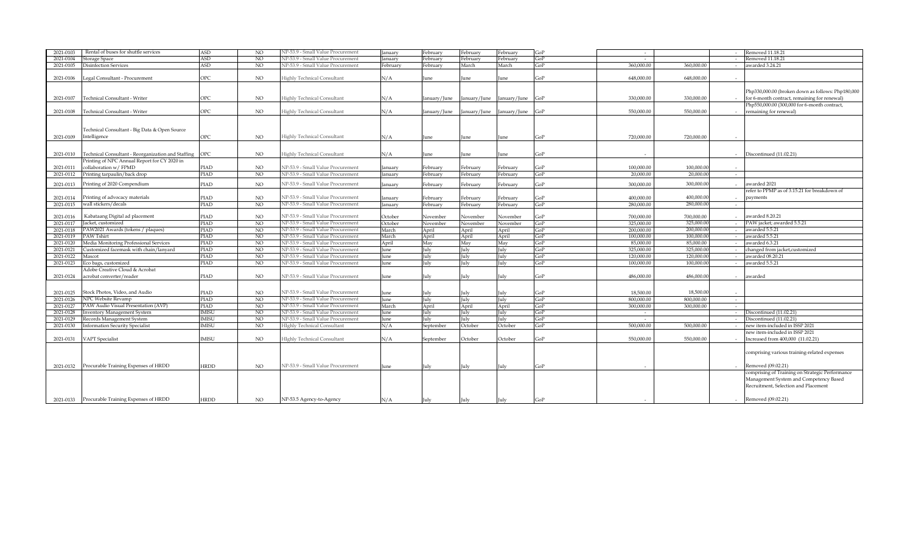| 2021-0103 | Rental of buses for shuttle services | ASD | NO | NP-53.9 - Small Value Procurement | January | February | February | February | GoP | - | | - | Removed 11.18.21 |
|---|---|---|---|---|---|---|---|---|---|---|---|---|---|
| 2021-0104 | Storage Space | ASD | NO | NP-53.9 - Small Value Procurement | January | February | February | February | GoP | - | | - | Removed 11.18.21 |
| 2021-0105 | Disinfection Services | ASD | NO | NP-53.9 - Small Value Procurement | February | February | March | March | GoP | 360,000.00 | 360,000.00 | - | awarded 3.24.21 |
| 2021-0106 | Legal Consultant - Procurement | OPC | NO | Highly Technical Consultant | N/A | June | June | June | GoP | 648,000.00 | 648,000.00 | - | |
| 2021-0107 | Technical Consultant - Writer | OPC | NO | Highly Technical Consultant | N/A | January/June | January/June | January/June | GoP | 330,000.00 | 330,000.00 | - | Php330,000.00 (broken down as follows: Php180,000 for 6-month contract, remaining for renewal) |
| 2021-0108 | Technical Consultant - Writer | OPC | NO | Highly Technical Consultant | N/A | January/June | January/June | January/June | GoP | 550,000.00 | 550,000.00 | - | Php550,000.00 (300,000 for 6-month contract, remaining for renewal) |
| 2021-0109 | Technical Consultant - Big Data & Open Source Intelligence | OPC | NO | Highly Technical Consultant | N/A | June | June | June | GoP | 720,000.00 | 720,000.00 | - | |
| 2021-0110 | Technical Consultant - Reorganization and Staffing | OPC | NO | Highly Technical Consultant | N/A | June | June | June | GoP | - | | - | Discontinued (11.02.21) |
| 2021-0111 | Printing of NPC Annual Report for CY 2020 in collaboration w/ FPMD | PIAD | NO | NP-53.9 - Small Value Procurement | January | February | February | February | GoP | 100,000.00 | 100,000.00 | - | |
| 2021-0112 | Printing tarpaulin/back drop | PIAD | NO | NP-53.9 - Small Value Procurement | January | February | February | February | GoP | 20,000.00 | 20,000.00 | - | |
| 2021-0113 | Printing of 2020 Compendium | PIAD | NO | NP-53.9 - Small Value Procurement | January | February | February | February | GoP | 300,000.00 | 300,000.00 | - | awarded 2021 |
| 2021-0114 | Printing of advocacy materials | PIAD | NO | NP-53.9 - Small Value Procurement | January | February | February | February | GoP | 400,000.00 | 400,000.00 | - | refer to PPMP as of 3.15.21 for breakdown of payments |
| 2021-0115 | wall stickers/decals | PIAD | NO | NP-53.9 - Small Value Procurement | January | February | February | February | GoP | 280,000.00 | 280,000.00 | - | |
| 2021-0116 | Kabataang Digital ad placement | PIAD | NO | NP-53.9 - Small Value Procurement | October | November | November | November | GoP | 700,000.00 | 700,000.00 | - | awarded 8.20.21 |
| 2021-0117 | Jacket, customized | PIAD | NO | NP-53.9 - Small Value Procurement | October | November | November | November | GoP | 325,000.00 | 325,000.00 | - | PAW jacket; awarded 5.5.21 |
| 2021-0118 | PAW2021 Awards (tokens / plaques) | PIAD | NO | NP-53.9 - Small Value Procurement | March | April | April | April | GoP | 200,000.00 | 200,000.00 | - | awarded 5.5.21 |
| 2021-0119 | PAW Tshirt | PIAD | NO | NP-53.9 - Small Value Procurement | March | April | April | April | GoP | 100,000.00 | 100,000.00 | - | awarded 5.5.21 |
| 2021-0120 | Media Monitoring Professional Services | PIAD | NO | NP-53.9 - Small Value Procurement | April | May | May | May | GoP | 85,000.00 | 85,000.00 | - | awarded 6.3.21 |
| 2021-0121 | Customized facemask with chain/lanyard | PIAD | NO | NP-53.9 - Small Value Procurement | June | July | July | July | GoP | 325,000.00 | 325,000.00 | - | changed from jacket,customized |
| 2021-0122 | Mascot | PIAD | NO | NP-53.9 - Small Value Procurement | June | July | July | July | GoP | 120,000.00 | 120,000.00 | - | awarded 08.20.21 |
| 2021-0123 | Eco bags, customized | PIAD | NO | NP-53.9 - Small Value Procurement | June | July | July | July | GoP | 100,000.00 | 100,000.00 | - | awarded 5.5.21 |
| 2021-0124 | Adobe Creative Cloud & Acrobat acrobat converter/reader | PIAD | NO | NP-53.9 - Small Value Procurement | June | July | July | July | GoP | 486,000.00 | 486,000.00 | - | awarded |
| 2021-0125 | Stock Photos, Video, and Audio | PIAD | NO | NP-53.9 - Small Value Procurement | June | July | July | July | GoP | 18,500.00 | 18,500.00 | - | |
| 2021-0126 | NPC Website Revamp | PIAD | NO | NP-53.9 - Small Value Procurement | June | July | July | July | GoP | 800,000.00 | 800,000.00 | - | |
| 2021-0127 | PAW Audio Visual Presentation (AVP) | PIAD | NO | NP-53.9 - Small Value Procurement | March | April | April | April | GoP | 300,000.00 | 300,000.00 | - | |
| 2021-0128 | Inventory Management System | IMISU | NO | NP-53.9 - Small Value Procurement | June | July | July | July | GoP | - | | - | Discontinued (11.02.21) |
| 2021-0129 | Records Management System | IMISU | NO | NP-53.9 - Small Value Procurement | June | July | July | July | GoP | - | | - | Discontinued (11.02.21) |
| 2021-0130 | Information Security Specialist | IMISU | NO | HIghly Technical Consultant | N/A | September | October | October | GoP | 500,000.00 | 500,000.00 | - | new item-included in ISSP 2021 |
| 2021-0131 | VAPT Specialist | IMISU | NO | HIghly Technical Consultant | N/A | September | October | October | GoP | 550,000.00 | 550,000.00 | - | new item-included in ISSP 2021 Increased from 400,000 (11.02.21) |
| 2021-0132 | Procurable Training Expenses of HRDD | HRDD | NO | NP-53.9 - Small Value Procurement | June | July | July | July | GoP | - | | - | comprising various training-related expenses Removed (09.02.21) |
| 2021-0133 | Procurable Training Expenses of HRDD | HRDD | NO | NP-53.5 Agency-to-Agency | N/A | July | July | July | GoP | - | | - | comprising of Training on Strategic Performance Management System and Competency Based Recruitment, Selection and Placement Removed (09.02.21) |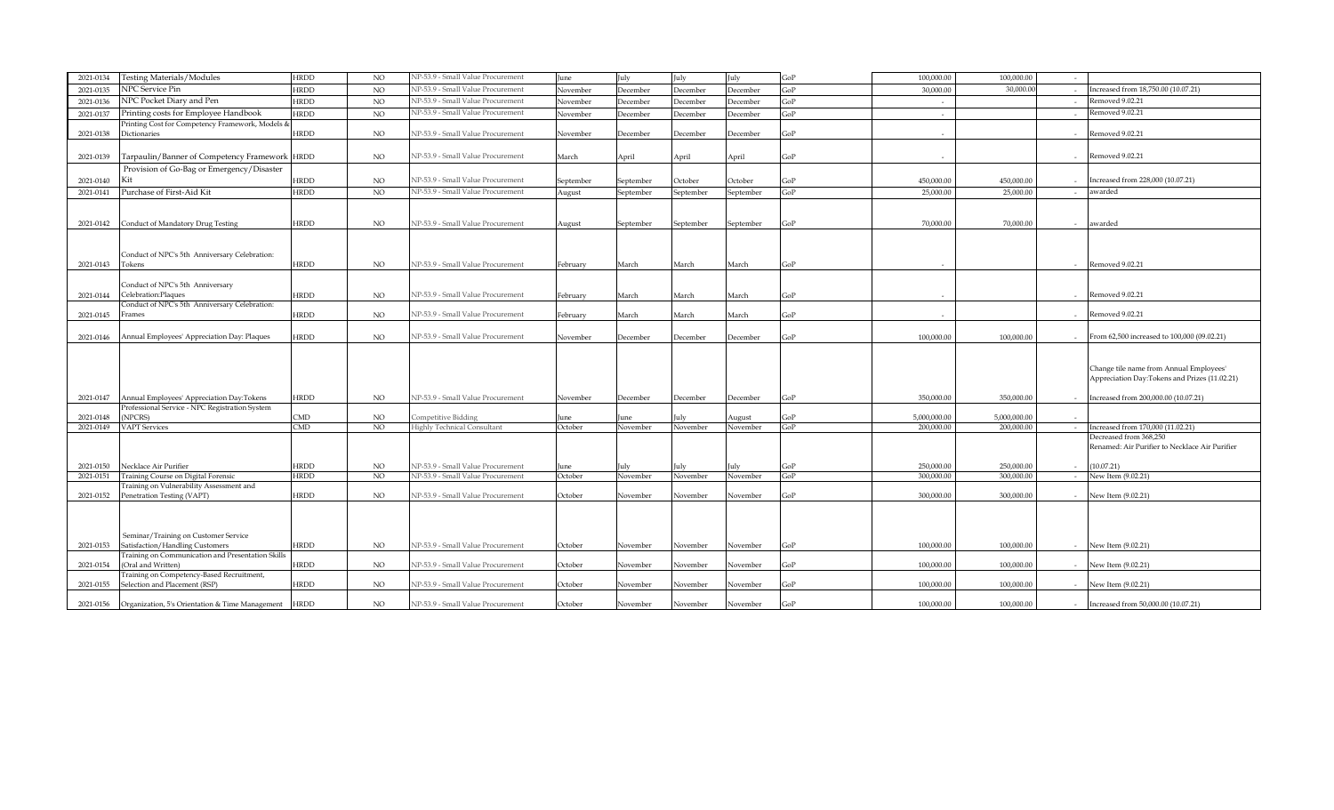| 2021-0134 | Testing Materials/Modules | HRDD | NO | NP-53.9 - Small Value Procurement | June | July | July | July | GoP | 100,000.00 | 100,000.00 | - | |
|---|---|---|---|---|---|---|---|---|---|---|---|---|---|
| 2021-0135 | NPC Service Pin | HRDD | NO | NP-53.9 - Small Value Procurement | November | December | December | December | GoP | 30,000.00 | 30,000.00 | - | Increased from 18,750.00 (10.07.21) |
| 2021-0136 | NPC Pocket Diary and Pen | HRDD | NO | NP-53.9 - Small Value Procurement | November | December | December | December | GoP | - | | - | Removed 9.02.21 |
| 2021-0137 | Printing costs for Employee Handbook | HRDD | NO | NP-53.9 - Small Value Procurement | November | December | December | December | GoP | - | | - | Removed 9.02.21 |
| 2021-0138 | Printing Cost for Competency Framework, Models & Dictionaries | HRDD | NO | NP-53.9 - Small Value Procurement | November | December | December | December | GoP | - | | - | Removed 9.02.21 |
| 2021-0139 | Tarpaulin/Banner of Competency Framework | HRDD | NO | NP-53.9 - Small Value Procurement | March | April | April | April | GoP | - | | - | Removed 9.02.21 |
| 2021-0140 | Provision of Go-Bag or Emergency/Disaster Kit | HRDD | NO | NP-53.9 - Small Value Procurement | September | September | October | October | GoP | 450,000.00 | 450,000.00 | - | Increased from 228,000 (10.07.21) |
| 2021-0141 | Purchase of First-Aid Kit | HRDD | NO | NP-53.9 - Small Value Procurement | August | September | September | September | GoP | 25,000.00 | 25,000.00 | - | awarded |
| 2021-0142 | Conduct of Mandatory Drug Testing | HRDD | NO | NP-53.9 - Small Value Procurement | August | September | September | September | GoP | 70,000.00 | 70,000.00 | - | awarded |
| 2021-0143 | Conduct of NPC's 5th Anniversary Celebration: Tokens | HRDD | NO | NP-53.9 - Small Value Procurement | February | March | March | March | GoP | - | | - | Removed 9.02.21 |
| 2021-0144 | Conduct of NPC's 5th Anniversary Celebration:Plaques | HRDD | NO | NP-53.9 - Small Value Procurement | February | March | March | March | GoP | - | | - | Removed 9.02.21 |
| 2021-0145 | Conduct of NPC's 5th Anniversary Celebration: Frames | HRDD | NO | NP-53.9 - Small Value Procurement | February | March | March | March | GoP | - | | - | Removed 9.02.21 |
| 2021-0146 | Annual Employees' Appreciation Day: Plaques | HRDD | NO | NP-53.9 - Small Value Procurement | November | December | December | December | GoP | 100,000.00 | 100,000.00 | - | From 62,500 increased to 100,000 (09.02.21) |
| 2021-0147 | Annual Employees' Appreciation Day:Tokens | HRDD | NO | NP-53.9 - Small Value Procurement | November | December | December | December | GoP | 350,000.00 | 350,000.00 | - | Change tile name from Annual Employees' Appreciation Day:Tokens and Prizes (11.02.21) Increased from 200,000.00 (10.07.21) |
| 2021-0148 | Professional Service - NPC Registration System (NPCRS) | CMD | NO | Competitive Bidding | June | June | July | August | GoP | 5,000,000.00 | 5,000,000.00 | - | |
| 2021-0149 | VAPT Services | CMD | NO | Highly Technical Consultant | October | November | November | November | GoP | 200,000.00 | 200,000.00 | - | Increased from 170,000 (11.02.21) |
| 2021-0150 | Necklace Air Purifier | HRDD | NO | NP-53.9 - Small Value Procurement | June | July | July | July | GoP | 250,000.00 | 250,000.00 | - | Decreased from 368,250 Renamed: Air Purifier to Necklace Air Purifier (10.07.21) |
| 2021-0151 | Training Course on Digital Forensic | HRDD | NO | NP-53.9 - Small Value Procurement | October | November | November | November | GoP | 300,000.00 | 300,000.00 | - | New Item (9.02.21) |
| 2021-0152 | Training on Vulnerability Assessment and Penetration Testing (VAPT) | HRDD | NO | NP-53.9 - Small Value Procurement | October | November | November | November | GoP | 300,000.00 | 300,000.00 | - | New Item (9.02.21) |
| 2021-0153 | Seminar/Training on Customer Service Satisfaction/Handling Customers | HRDD | NO | NP-53.9 - Small Value Procurement | October | November | November | November | GoP | 100,000.00 | 100,000.00 | - | New Item (9.02.21) |
| 2021-0154 | Training on Communication and Presentation Skills (Oral and Written) | HRDD | NO | NP-53.9 - Small Value Procurement | October | November | November | November | GoP | 100,000.00 | 100,000.00 | - | New Item (9.02.21) |
| 2021-0155 | Training on Competency-Based Recruitment, Selection and Placement (RSP) | HRDD | NO | NP-53.9 - Small Value Procurement | October | November | November | November | GoP | 100,000.00 | 100,000.00 | - | New Item (9.02.21) |
| 2021-0156 | Organization, 5's Orientation & Time Management | HRDD | NO | NP-53.9 - Small Value Procurement | October | November | November | November | GoP | 100,000.00 | 100,000.00 | - | Increased from 50,000.00 (10.07.21) |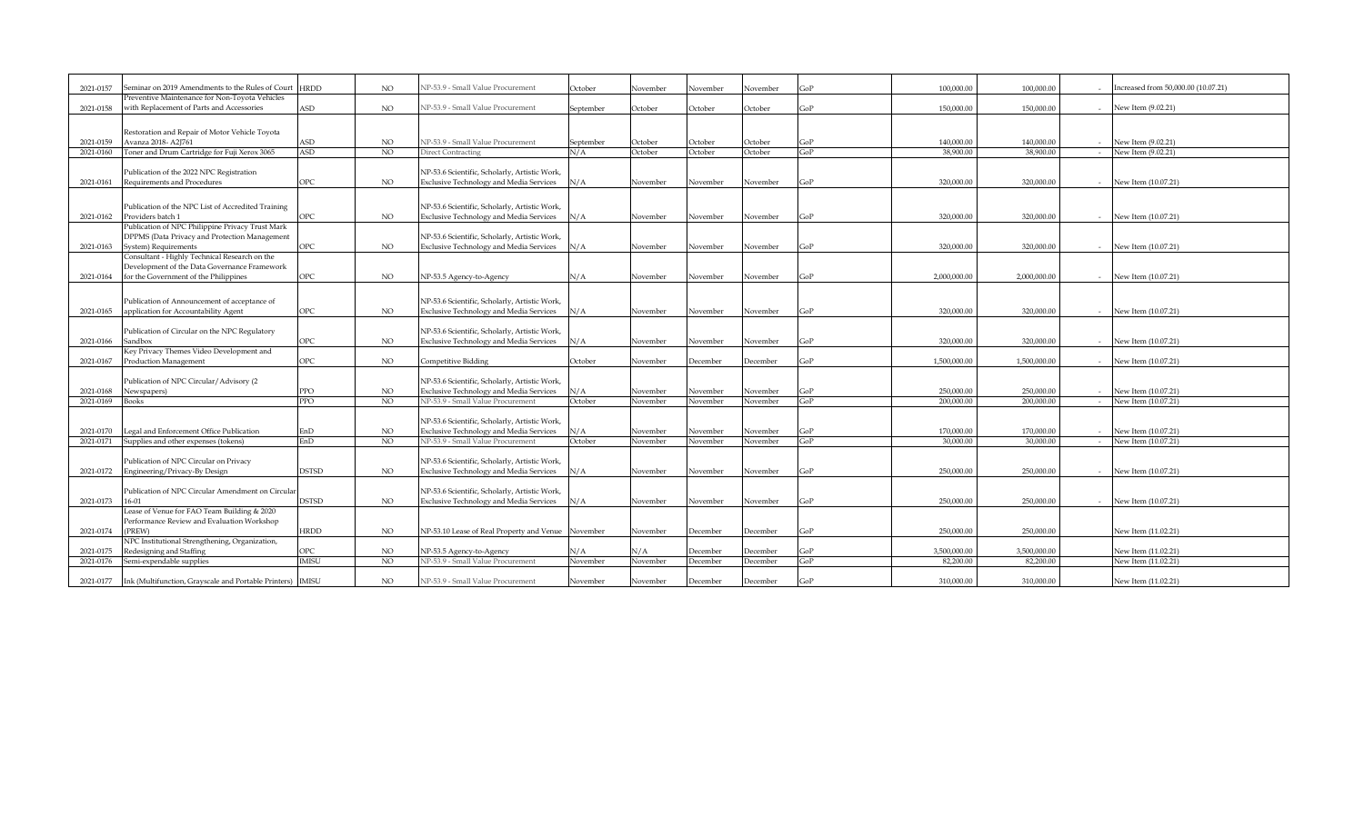| 2021-0157 | Seminar on 2019 Amendments to the Rules of Court | HRDD | NO | NP-53.9 - Small Value Procurement | October | November | November | November | GoP | 100,000.00 | 100,000.00 | - | Increased from 50,000.00 (10.07.21) |
|---|---|---|---|---|---|---|---|---|---|---|---|---|---|
| 2021-0158 | Preventive Maintenance for Non-Toyota Vehicles with Replacement of Parts and Accessories | ASD | NO | NP-53.9 - Small Value Procurement | September | October | October | October | GoP | 150,000.00 | 150,000.00 | - | New Item (9.02.21) |
| 2021-0159 | Restoration and Repair of Motor Vehicle Toyota Avanza 2018- A2J761 | ASD | NO | NP-53.9 - Small Value Procurement | September | October | October | October | GoP | 140,000.00 | 140,000.00 | - | New Item (9.02.21) |
| 2021-0160 | Toner and Drum Cartridge for Fuji Xerox 3065 | ASD | NO | Direct Contracting | N/A | October | October | October | GoP | 38,900.00 | 38,900.00 | - | New Item (9.02.21) |
| 2021-0161 | Publication of the 2022 NPC Registration Requirements and Procedures | OPC | NO | NP-53.6 Scientific, Scholarly, Artistic Work, Exclusive Technology and Media Services | N/A | November | November | November | GoP | 320,000.00 | 320,000.00 | - | New Item (10.07.21) |
| 2021-0162 | Publication of the NPC List of Accredited Training Providers batch 1 | OPC | NO | NP-53.6 Scientific, Scholarly, Artistic Work, Exclusive Technology and Media Services | N/A | November | November | November | GoP | 320,000.00 | 320,000.00 | - | New Item (10.07.21) |
| 2021-0163 | Publication of NPC Philippine Privacy Trust Mark DPPMS (Data Privacy and Protection Management System) Requirements | OPC | NO | NP-53.6 Scientific, Scholarly, Artistic Work, Exclusive Technology and Media Services | N/A | November | November | November | GoP | 320,000.00 | 320,000.00 | - | New Item (10.07.21) |
| 2021-0164 | Consultant - Highly Technical Research on the Development of the Data Governance Framework for the Government of the Philippines | OPC | NO | NP-53.5 Agency-to-Agency | N/A | November | November | November | GoP | 2,000,000.00 | 2,000,000.00 | - | New Item (10.07.21) |
| 2021-0165 | Publication of Announcement of acceptance of application for Accountability Agent | OPC | NO | NP-53.6 Scientific, Scholarly, Artistic Work, Exclusive Technology and Media Services | N/A | November | November | November | GoP | 320,000.00 | 320,000.00 | - | New Item (10.07.21) |
| 2021-0166 | Publication of Circular on the NPC Regulatory Sandbox | OPC | NO | NP-53.6 Scientific, Scholarly, Artistic Work, Exclusive Technology and Media Services | N/A | November | November | November | GoP | 320,000.00 | 320,000.00 | - | New Item (10.07.21) |
| 2021-0167 | Key Privacy Themes Video Development and Production Management | OPC | NO | Competitive Bidding | October | November | December | December | GoP | 1,500,000.00 | 1,500,000.00 | - | New Item (10.07.21) |
| 2021-0168 | Publication of NPC Circular/Advisory (2 Newspapers) | PPO | NO | NP-53.6 Scientific, Scholarly, Artistic Work, Exclusive Technology and Media Services | N/A | November | November | November | GoP | 250,000.00 | 250,000.00 | - | New Item (10.07.21) |
| 2021-0169 | Books | PPO | NO | NP-53.9 - Small Value Procurement | October | November | November | November | GoP | 200,000.00 | 200,000.00 | - | New Item (10.07.21) |
| 2021-0170 | Legal and Enforcement Office Publication | EnD | NO | NP-53.6 Scientific, Scholarly, Artistic Work, Exclusive Technology and Media Services | N/A | November | November | November | GoP | 170,000.00 | 170,000.00 | - | New Item (10.07.21) |
| 2021-0171 | Supplies and other expenses (tokens) | EnD | NO | NP-53.9 - Small Value Procurement | October | November | November | November | GoP | 30,000.00 | 30,000.00 | - | New Item (10.07.21) |
| 2021-0172 | Publication of NPC Circular on Privacy Engineering/Privacy-By Design | DSTSD | NO | NP-53.6 Scientific, Scholarly, Artistic Work, Exclusive Technology and Media Services | N/A | November | November | November | GoP | 250,000.00 | 250,000.00 | - | New Item (10.07.21) |
| 2021-0173 | Publication of NPC Circular Amendment on Circular 16-01 | DSTSD | NO | NP-53.6 Scientific, Scholarly, Artistic Work, Exclusive Technology and Media Services | N/A | November | November | November | GoP | 250,000.00 | 250,000.00 | - | New Item (10.07.21) |
| 2021-0174 | Lease of Venue for FAO Team Building & 2020 Performance Review and Evaluation Workshop (PREW) | HRDD | NO | NP-53.10 Lease of Real Property and Venue | November | November | December | December | GoP | 250,000.00 | 250,000.00 | | New Item (11.02.21) |
| 2021-0175 | NPC Institutional Strengthening, Organization, Redesigning and Staffing | OPC | NO | NP-53.5 Agency-to-Agency | N/A | N/A | December | December | GoP | 3,500,000.00 | 3,500,000.00 | | New Item (11.02.21) |
| 2021-0176 | Semi-expendable supplies | IMISU | NO | NP-53.9 - Small Value Procurement | November | November | December | December | GoP | 82,200.00 | 82,200.00 | | New Item (11.02.21) |
| 2021-0177 | Ink (Multifunction, Grayscale and Portable Printers) | IMISU | NO | NP-53.9 - Small Value Procurement | November | November | December | December | GoP | 310,000.00 | 310,000.00 | | New Item (11.02.21) |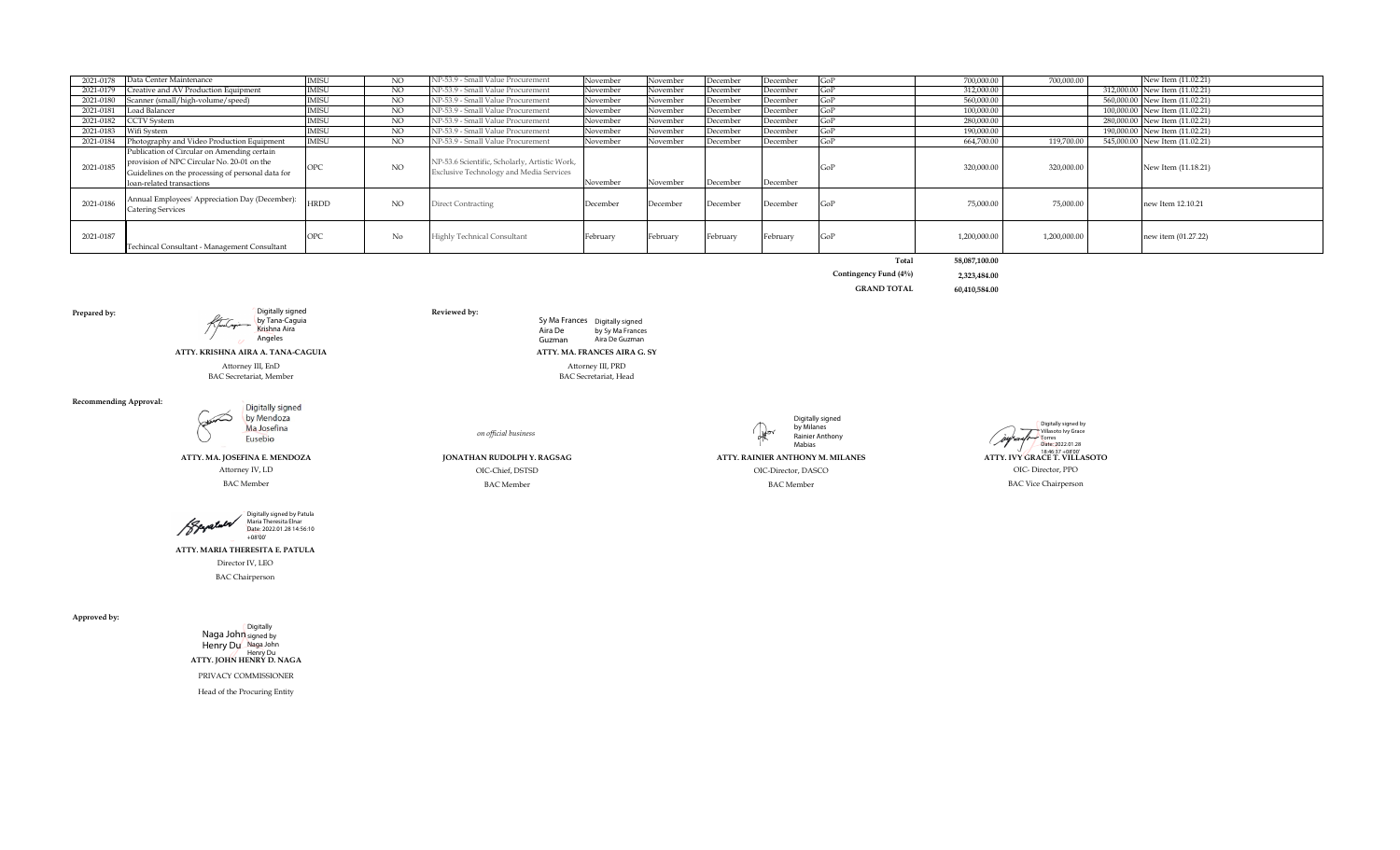| | | | | | | | | | | | | | |
|---|---|---|---|---|---|---|---|---|---|---|---|---|---|
| 2021-0178 | Data Center Maintenance | IMISU | NO | NP-53.9 - Small Value Procurement | November | November | December | December | GoP | 700,000.00 | 700,000.00 | | New Item (11.02.21) |
| 2021-0179 | Creative and AV Production Equipment | IMISU | NO | NP-53.9 - Small Value Procurement | November | November | December | December | GoP | 312,000.00 | | 312,000.00 | New Item (11.02.21) |
| 2021-0180 | Scanner (small/high-volume/speed) | IMISU | NO | NP-53.9 - Small Value Procurement | November | November | December | December | GoP | 560,000.00 | | 560,000.00 | New Item (11.02.21) |
| 2021-0181 | Load Balancer | IMISU | NO | NP-53.9 - Small Value Procurement | November | November | December | December | GoP | 100,000.00 | | 100,000.00 | New Item (11.02.21) |
| 2021-0182 | CCTV System | IMISU | NO | NP-53.9 - Small Value Procurement | November | November | December | December | GoP | 280,000.00 | | 280,000.00 | New Item (11.02.21) |
| 2021-0183 | Wifi System | IMISU | NO | NP-53.9 - Small Value Procurement | November | November | December | December | GoP | 190,000.00 | | 190,000.00 | New Item (11.02.21) |
| 2021-0184 | Photography and Video Production Equipment | IMISU | NO | NP-53.9 - Small Value Procurement | November | November | December | December | GoP | 664,700.00 | 119,700.00 | 545,000.00 | New Item (11.02.21) |
| 2021-0185 | Publication of Circular on Amending certain provision of NPC Circular No. 20-01 on the Guidelines on the processing of personal data for loan-related transactions | OPC | NO | NP-53.6 Scientific, Scholarly, Artistic Work, Exclusive Technology and Media Services | November | November | December | December | GoP | 320,000.00 | 320,000.00 | | New Item (11.18.21) |
| 2021-0186 | Annual Employees' Appreciation Day (December): Catering Services | HRDD | NO | Direct Contracting | December | December | December | December | GoP | 75,000.00 | 75,000.00 | | new Item 12.10.21 |
| 2021-0187 | Techincal Consultant - Management Consultant | OPC | No | Highly Technical Consultant | February | February | February | February | GoP | 1,200,000.00 | 1,200,000.00 | | new item (01.27.22) |
| | | | | | | | | | **Total** | **58,087,100.00** | | | |
| | | | | | | | | | **Contingency Fund (4%)** | **2,323,484.00** | | | |
| | | | | | | | | | **GRAND TOTAL** | **60,410,584.00** | | | |

**Prepared by:**

Digitally signed by Tana-Caguia Krishna Aira Angeles

**ATTY. KRISHNA AIRA A. TANA-CAGUIA**
Attorney III, EnD
BAC Secretariat, Member

**Reviewed by:**

Sy Ma Frances Aira De Guzman — Digitally signed by Sy Ma Frances Aira De Guzman

**ATTY. MA. FRANCES AIRA G. SY**
Attorney III, PRD
BAC Secretariat, Head

**Recommending Approval:**

Digitally signed by Mendoza Ma Josefina Eusebio

**ATTY. MA. JOSEFINA E. MENDOZA**
Attorney IV, LD
BAC Member

*on official business*

**JONATHAN RUDOLPH Y. RAGSAG**
OIC-Chief, DSTSD
BAC Member

Digitally signed by Milanes Rainier Anthony Mabias

**ATTY. RAINIER ANTHONY M. MILANES**
OIC-Director, DASCO
BAC Member

Digitally signed by Villasoto Ivy Grace Torres
Date: 2022.01.28 18:46:37 +08'00'

**ATTY. IVY GRACE T. VILLASOTO**
OIC- Director, PPO
BAC Vice Chairperson

Digitally signed by Patula Maria Theresita Elnar
Date: 2022.01.28 14:56:10 +08'00'

**ATTY. MARIA THERESITA E. PATULA**
Director IV, LEO
BAC Chairperson

**Approved by:**

Naga John Henry Du — Digitally signed by Naga John Henry Du

**ATTY. JOHN HENRY D. NAGA**
PRIVACY COMMISSIONER
Head of the Procuring Entity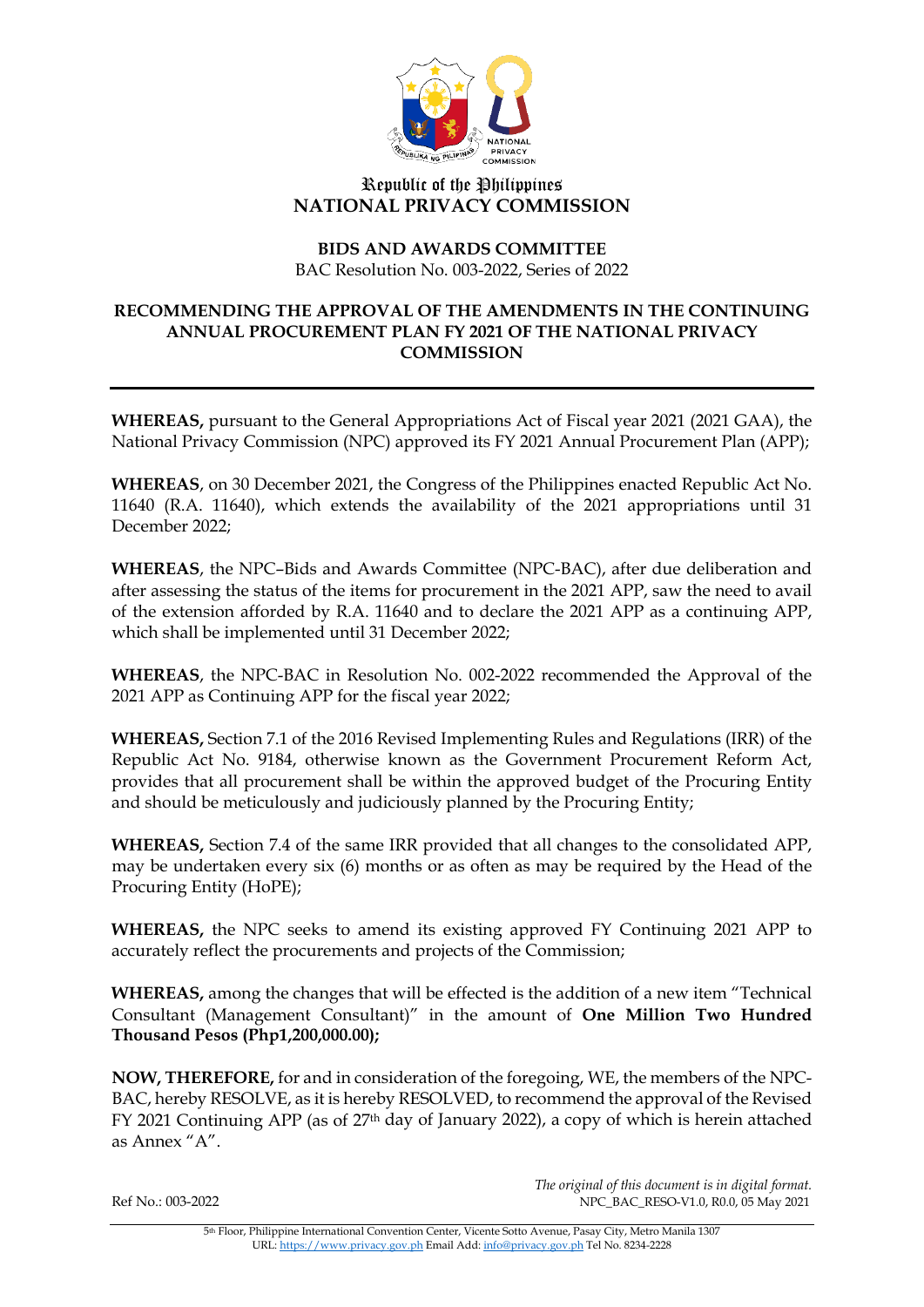Republic of the Philippines
**NATIONAL PRIVACY COMMISSION**

**BIDS AND AWARDS COMMITTEE**
BAC Resolution No. 003-2022, Series of 2022

**RECOMMENDING THE APPROVAL OF THE AMENDMENTS IN THE CONTINUING ANNUAL PROCUREMENT PLAN FY 2021 OF THE NATIONAL PRIVACY COMMISSION**

---

**WHEREAS,** pursuant to the General Appropriations Act of Fiscal year 2021 (2021 GAA), the National Privacy Commission (NPC) approved its FY 2021 Annual Procurement Plan (APP);

**WHEREAS**, on 30 December 2021, the Congress of the Philippines enacted Republic Act No. 11640 (R.A. 11640), which extends the availability of the 2021 appropriations until 31 December 2022;

**WHEREAS**, the NPC–Bids and Awards Committee (NPC-BAC), after due deliberation and after assessing the status of the items for procurement in the 2021 APP, saw the need to avail of the extension afforded by R.A. 11640 and to declare the 2021 APP as a continuing APP, which shall be implemented until 31 December 2022;

**WHEREAS**, the NPC-BAC in Resolution No. 002-2022 recommended the Approval of the 2021 APP as Continuing APP for the fiscal year 2022;

**WHEREAS,** Section 7.1 of the 2016 Revised Implementing Rules and Regulations (IRR) of the Republic Act No. 9184, otherwise known as the Government Procurement Reform Act, provides that all procurement shall be within the approved budget of the Procuring Entity and should be meticulously and judiciously planned by the Procuring Entity;

**WHEREAS,** Section 7.4 of the same IRR provided that all changes to the consolidated APP, may be undertaken every six (6) months or as often as may be required by the Head of the Procuring Entity (HoPE);

**WHEREAS,** the NPC seeks to amend its existing approved FY Continuing 2021 APP to accurately reflect the procurements and projects of the Commission;

**WHEREAS,** among the changes that will be effected is the addition of a new item "Technical Consultant (Management Consultant)" in the amount of **One Million Two Hundred Thousand Pesos (Php1,200,000.00);**

**NOW, THEREFORE,** for and in consideration of the foregoing, WE, the members of the NPC-BAC, hereby RESOLVE, as it is hereby RESOLVED, to recommend the approval of the Revised FY 2021 Continuing APP (as of 27th day of January 2022), a copy of which is herein attached as Annex "A".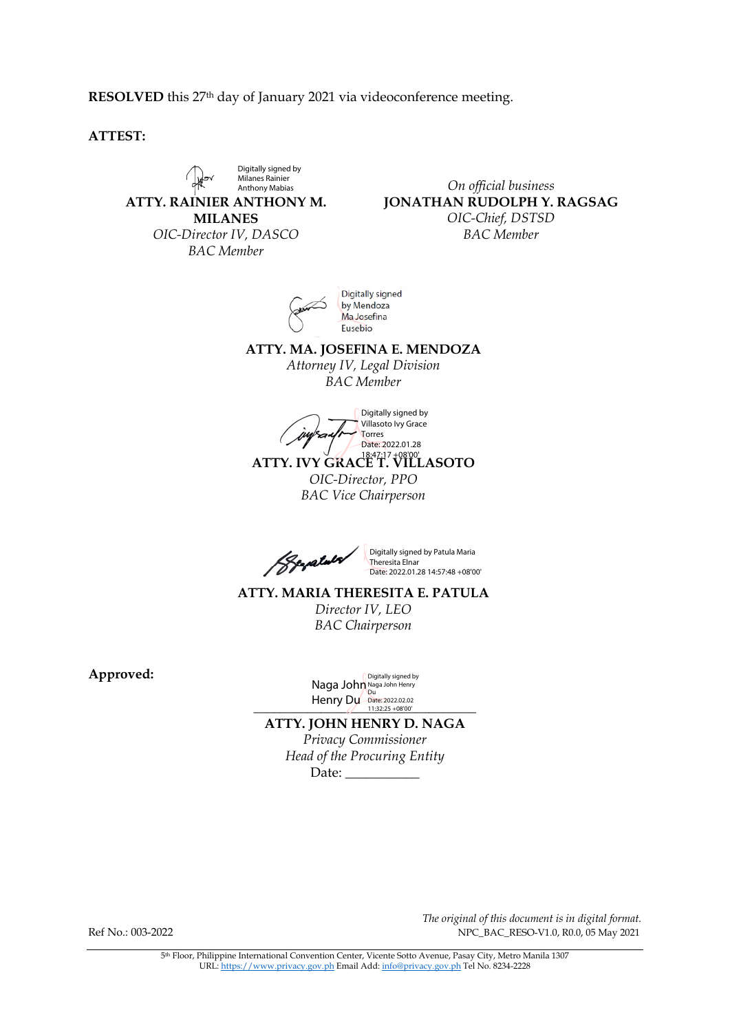**RESOLVED** this 27th day of January 2021 via videoconference meeting.

**ATTEST:**

Digitally signed by Milanes Rainier Anthony Mabias

**ATTY. RAINIER ANTHONY M. MILANES**
*OIC-Director IV, DASCO*
*BAC Member*

*On official business*
**JONATHAN RUDOLPH Y. RAGSAG**
*OIC-Chief, DSTSD*
*BAC Member*

Digitally signed by Mendoza Ma Josefina Eusebio

**ATTY. MA. JOSEFINA E. MENDOZA**
*Attorney IV, Legal Division*
*BAC Member*

Digitally signed by Villasoto Ivy Grace Torres
Date: 2022.01.28 18:47:17 +08'00'

**ATTY. IVY GRACE T. VILLASOTO**
*OIC-Director, PPO*
*BAC Vice Chairperson*

Digitally signed by Patula Maria Theresita Elnar
Date: 2022.01.28 14:57:48 +08'00'

**ATTY. MARIA THERESITA E. PATULA**
*Director IV, LEO*
*BAC Chairperson*

**Approved:**

Naga John Henry Du
Digitally signed by Naga John Henry Du
Date: 2022.02.02 11:32:25 +08'00'

**ATTY. JOHN HENRY D. NAGA**
*Privacy Commissioner*
*Head of the Procuring Entity*
Date: ___________

Ref No.: 003-2022

*The original of this document is in digital format.*
NPC_BAC_RESO-V1.0, R0.0, 05 May 2021

5th Floor, Philippine International Convention Center, Vicente Sotto Avenue, Pasay City, Metro Manila 1307
URL: https://www.privacy.gov.ph Email Add: info@privacy.gov.ph Tel No. 8234-2228